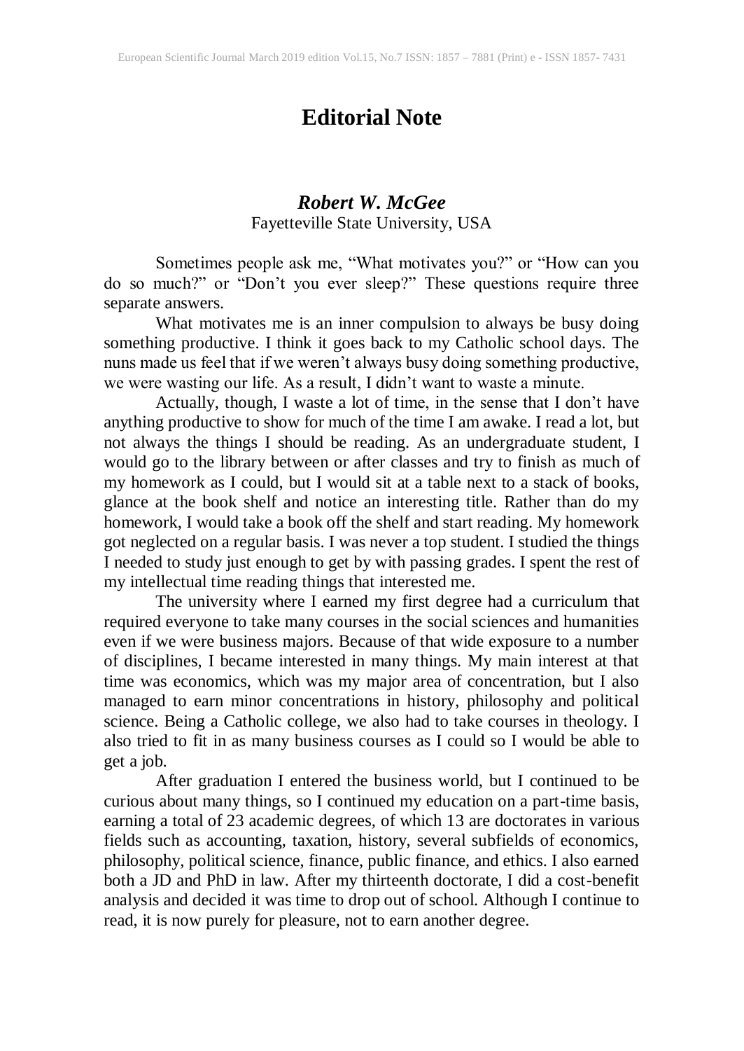# Editorial Note

***Robert W. McGee***

Fayetteville State University, USA

Sometimes people ask me, "What motivates you?" or "How can you do so much?" or "Don't you ever sleep?" These questions require three separate answers.

What motivates me is an inner compulsion to always be busy doing something productive. I think it goes back to my Catholic school days. The nuns made us feel that if we weren't always busy doing something productive, we were wasting our life. As a result, I didn't want to waste a minute.

Actually, though, I waste a lot of time, in the sense that I don't have anything productive to show for much of the time I am awake. I read a lot, but not always the things I should be reading. As an undergraduate student, I would go to the library between or after classes and try to finish as much of my homework as I could, but I would sit at a table next to a stack of books, glance at the book shelf and notice an interesting title. Rather than do my homework, I would take a book off the shelf and start reading. My homework got neglected on a regular basis. I was never a top student. I studied the things I needed to study just enough to get by with passing grades. I spent the rest of my intellectual time reading things that interested me.

The university where I earned my first degree had a curriculum that required everyone to take many courses in the social sciences and humanities even if we were business majors. Because of that wide exposure to a number of disciplines, I became interested in many things. My main interest at that time was economics, which was my major area of concentration, but I also managed to earn minor concentrations in history, philosophy and political science. Being a Catholic college, we also had to take courses in theology. I also tried to fit in as many business courses as I could so I would be able to get a job.

After graduation I entered the business world, but I continued to be curious about many things, so I continued my education on a part-time basis, earning a total of 23 academic degrees, of which 13 are doctorates in various fields such as accounting, taxation, history, several subfields of economics, philosophy, political science, finance, public finance, and ethics. I also earned both a JD and PhD in law. After my thirteenth doctorate, I did a cost-benefit analysis and decided it was time to drop out of school. Although I continue to read, it is now purely for pleasure, not to earn another degree.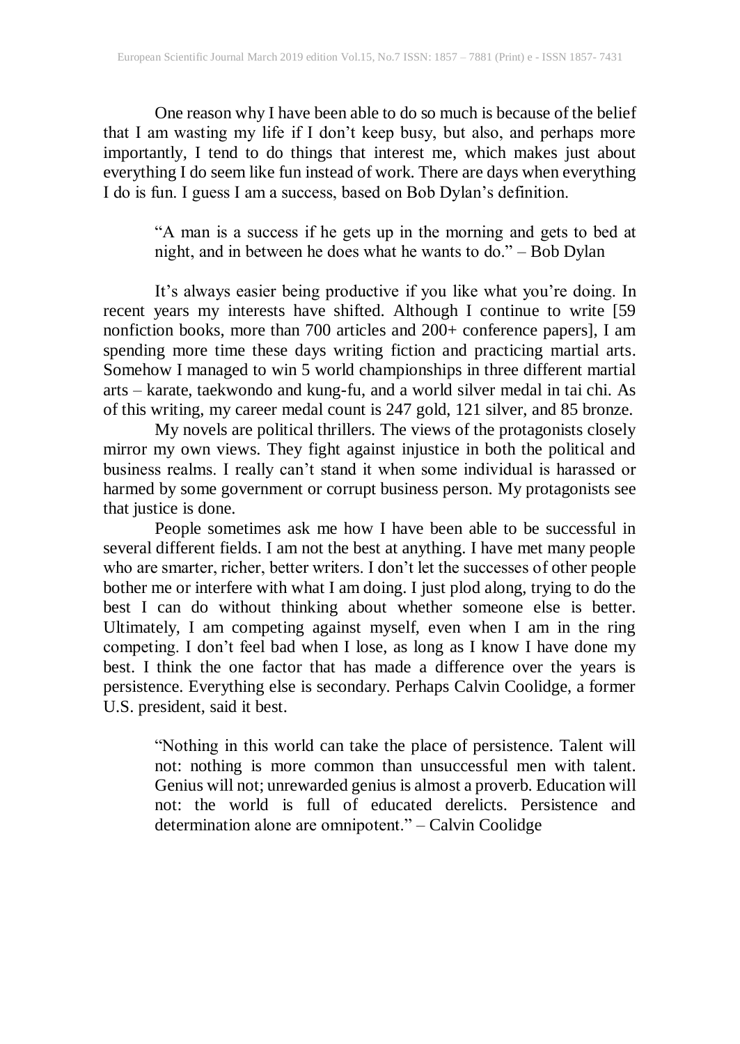One reason why I have been able to do so much is because of the belief that I am wasting my life if I don't keep busy, but also, and perhaps more importantly, I tend to do things that interest me, which makes just about everything I do seem like fun instead of work. There are days when everything I do is fun. I guess I am a success, based on Bob Dylan's definition.

> "A man is a success if he gets up in the morning and gets to bed at night, and in between he does what he wants to do." – Bob Dylan

It's always easier being productive if you like what you're doing. In recent years my interests have shifted. Although I continue to write [59 nonfiction books, more than 700 articles and 200+ conference papers], I am spending more time these days writing fiction and practicing martial arts. Somehow I managed to win 5 world championships in three different martial arts – karate, taekwondo and kung-fu, and a world silver medal in tai chi. As of this writing, my career medal count is 247 gold, 121 silver, and 85 bronze.

My novels are political thrillers. The views of the protagonists closely mirror my own views. They fight against injustice in both the political and business realms. I really can't stand it when some individual is harassed or harmed by some government or corrupt business person. My protagonists see that justice is done.

People sometimes ask me how I have been able to be successful in several different fields. I am not the best at anything. I have met many people who are smarter, richer, better writers. I don't let the successes of other people bother me or interfere with what I am doing. I just plod along, trying to do the best I can do without thinking about whether someone else is better. Ultimately, I am competing against myself, even when I am in the ring competing. I don't feel bad when I lose, as long as I know I have done my best. I think the one factor that has made a difference over the years is persistence. Everything else is secondary. Perhaps Calvin Coolidge, a former U.S. president, said it best.

> "Nothing in this world can take the place of persistence. Talent will not: nothing is more common than unsuccessful men with talent. Genius will not; unrewarded genius is almost a proverb. Education will not: the world is full of educated derelicts. Persistence and determination alone are omnipotent." – Calvin Coolidge